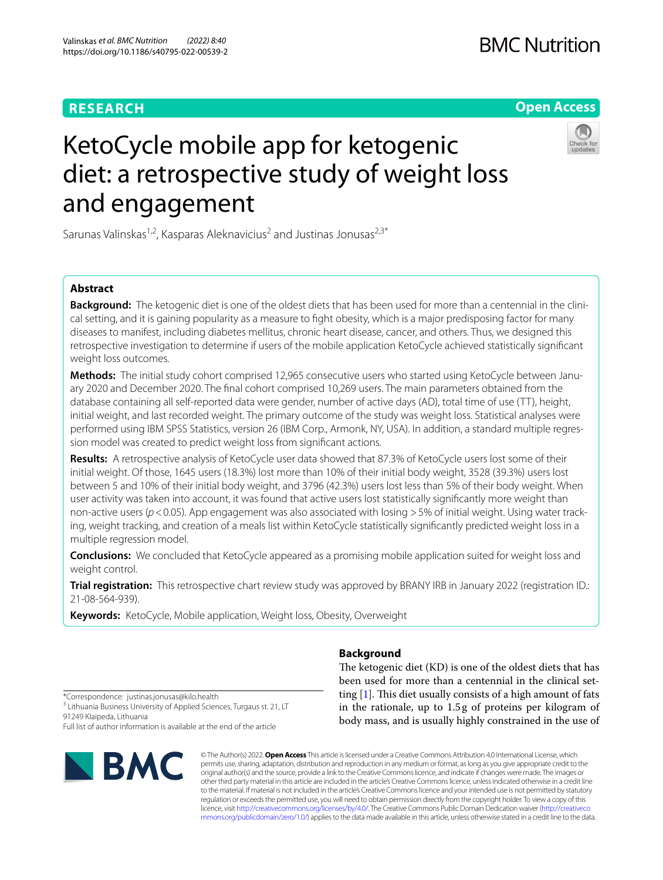**RESEARCH** **Open Access**

# KetoCycle mobile app for ketogenic diet: a retrospective study of weight loss and engagement

Sarunas Valinskas[1,2], Kasparas Aleknavicius[2] and Justinas Jonusas[2,3*]

## Abstract

**Background:** The ketogenic diet is one of the oldest diets that has been used for more than a centennial in the clinical setting, and it is gaining popularity as a measure to fight obesity, which is a major predisposing factor for many diseases to manifest, including diabetes mellitus, chronic heart disease, cancer, and others. Thus, we designed this retrospective investigation to determine if users of the mobile application KetoCycle achieved statistically significant weight loss outcomes.

**Methods:** The initial study cohort comprised 12,965 consecutive users who started using KetoCycle between January 2020 and December 2020. The final cohort comprised 10,269 users. The main parameters obtained from the database containing all self-reported data were gender, number of active days (AD), total time of use (TT), height, initial weight, and last recorded weight. The primary outcome of the study was weight loss. Statistical analyses were performed using IBM SPSS Statistics, version 26 (IBM Corp., Armonk, NY, USA). In addition, a standard multiple regression model was created to predict weight loss from significant actions.

**Results:** A retrospective analysis of KetoCycle user data showed that 87.3% of KetoCycle users lost some of their initial weight. Of those, 1645 users (18.3%) lost more than 10% of their initial body weight, 3528 (39.3%) users lost between 5 and 10% of their initial body weight, and 3796 (42.3%) users lost less than 5% of their body weight. When user activity was taken into account, it was found that active users lost statistically significantly more weight than non-active users ($p < 0.05$). App engagement was also associated with losing > 5% of initial weight. Using water tracking, weight tracking, and creation of a meals list within KetoCycle statistically significantly predicted weight loss in a multiple regression model.

**Conclusions:** We concluded that KetoCycle appeared as a promising mobile application suited for weight loss and weight control.

**Trial registration:** This retrospective chart review study was approved by BRANY IRB in January 2022 (registration ID.: 21-08-564-939).

**Keywords:** KetoCycle, Mobile application, Weight loss, Obesity, Overweight

## Background

The ketogenic diet (KD) is one of the oldest diets that has been used for more than a centennial in the clinical setting [1]. This diet usually consists of a high amount of fats in the rationale, up to 1.5 g of proteins per kilogram of body mass, and is usually highly constrained in the use of

*Correspondence: justinas.jonusas@kilo.health
[3] Lithuania Business University of Applied Sciences, Turgaus st. 21, LT 91249 Klaipeda, Lithuania
Full list of author information is available at the end of the article

© The Author(s) 2022. **Open Access** This article is licensed under a Creative Commons Attribution 4.0 International License, which permits use, sharing, adaptation, distribution and reproduction in any medium or format, as long as you give appropriate credit to the original author(s) and the source, provide a link to the Creative Commons licence, and indicate if changes were made. The images or other third party material in this article are included in the article's Creative Commons licence, unless indicated otherwise in a credit line to the material. If material is not included in the article's Creative Commons licence and your intended use is not permitted by statutory regulation or exceeds the permitted use, you will need to obtain permission directly from the copyright holder. To view a copy of this licence, visit http://creativecommons.org/licenses/by/4.0/. The Creative Commons Public Domain Dedication waiver (http://creativecommons.org/publicdomain/zero/1.0/) applies to the data made available in this article, unless otherwise stated in a credit line to the data.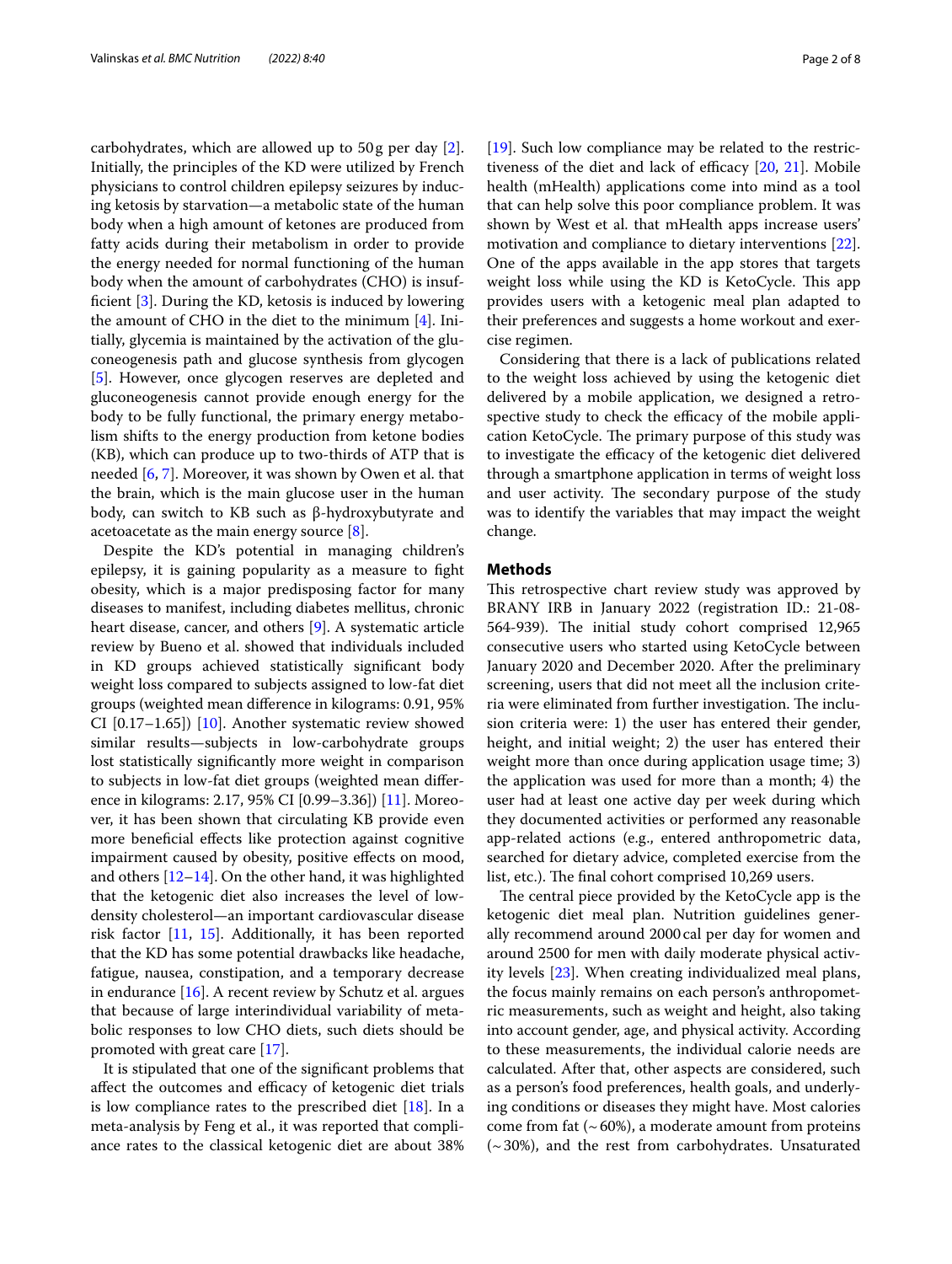carbohydrates, which are allowed up to 50 g per day [2]. Initially, the principles of the KD were utilized by French physicians to control children epilepsy seizures by inducing ketosis by starvation—a metabolic state of the human body when a high amount of ketones are produced from fatty acids during their metabolism in order to provide the energy needed for normal functioning of the human body when the amount of carbohydrates (CHO) is insufficient [3]. During the KD, ketosis is induced by lowering the amount of CHO in the diet to the minimum [4]. Initially, glycemia is maintained by the activation of the gluconeogenesis path and glucose synthesis from glycogen [5]. However, once glycogen reserves are depleted and gluconeogenesis cannot provide enough energy for the body to be fully functional, the primary energy metabolism shifts to the energy production from ketone bodies (KB), which can produce up to two-thirds of ATP that is needed [6, 7]. Moreover, it was shown by Owen et al. that the brain, which is the main glucose user in the human body, can switch to KB such as β-hydroxybutyrate and acetoacetate as the main energy source [8].

Despite the KD's potential in managing children's epilepsy, it is gaining popularity as a measure to fight obesity, which is a major predisposing factor for many diseases to manifest, including diabetes mellitus, chronic heart disease, cancer, and others [9]. A systematic article review by Bueno et al. showed that individuals included in KD groups achieved statistically significant body weight loss compared to subjects assigned to low-fat diet groups (weighted mean difference in kilograms: 0.91, 95% CI [0.17–1.65]) [10]. Another systematic review showed similar results—subjects in low-carbohydrate groups lost statistically significantly more weight in comparison to subjects in low-fat diet groups (weighted mean difference in kilograms: 2.17, 95% CI [0.99–3.36]) [11]. Moreover, it has been shown that circulating KB provide even more beneficial effects like protection against cognitive impairment caused by obesity, positive effects on mood, and others [12–14]. On the other hand, it was highlighted that the ketogenic diet also increases the level of low-density cholesterol—an important cardiovascular disease risk factor [11, 15]. Additionally, it has been reported that the KD has some potential drawbacks like headache, fatigue, nausea, constipation, and a temporary decrease in endurance [16]. A recent review by Schutz et al. argues that because of large interindividual variability of metabolic responses to low CHO diets, such diets should be promoted with great care [17].

It is stipulated that one of the significant problems that affect the outcomes and efficacy of ketogenic diet trials is low compliance rates to the prescribed diet [18]. In a meta-analysis by Feng et al., it was reported that compliance rates to the classical ketogenic diet are about 38% [19]. Such low compliance may be related to the restrictiveness of the diet and lack of efficacy [20, 21]. Mobile health (mHealth) applications come into mind as a tool that can help solve this poor compliance problem. It was shown by West et al. that mHealth apps increase users' motivation and compliance to dietary interventions [22]. One of the apps available in the app stores that targets weight loss while using the KD is KetoCycle. This app provides users with a ketogenic meal plan adapted to their preferences and suggests a home workout and exercise regimen.

Considering that there is a lack of publications related to the weight loss achieved by using the ketogenic diet delivered by a mobile application, we designed a retrospective study to check the efficacy of the mobile application KetoCycle. The primary purpose of this study was to investigate the efficacy of the ketogenic diet delivered through a smartphone application in terms of weight loss and user activity. The secondary purpose of the study was to identify the variables that may impact the weight change.

## Methods

This retrospective chart review study was approved by BRANY IRB in January 2022 (registration ID.: 21-08-564-939). The initial study cohort comprised 12,965 consecutive users who started using KetoCycle between January 2020 and December 2020. After the preliminary screening, users that did not meet all the inclusion criteria were eliminated from further investigation. The inclusion criteria were: 1) the user has entered their gender, height, and initial weight; 2) the user has entered their weight more than once during application usage time; 3) the application was used for more than a month; 4) the user had at least one active day per week during which they documented activities or performed any reasonable app-related actions (e.g., entered anthropometric data, searched for dietary advice, completed exercise from the list, etc.). The final cohort comprised 10,269 users.

The central piece provided by the KetoCycle app is the ketogenic diet meal plan. Nutrition guidelines generally recommend around 2000 cal per day for women and around 2500 for men with daily moderate physical activity levels [23]. When creating individualized meal plans, the focus mainly remains on each person's anthropometric measurements, such as weight and height, also taking into account gender, age, and physical activity. According to these measurements, the individual calorie needs are calculated. After that, other aspects are considered, such as a person's food preferences, health goals, and underlying conditions or diseases they might have. Most calories come from fat (~ 60%), a moderate amount from proteins (~ 30%), and the rest from carbohydrates. Unsaturated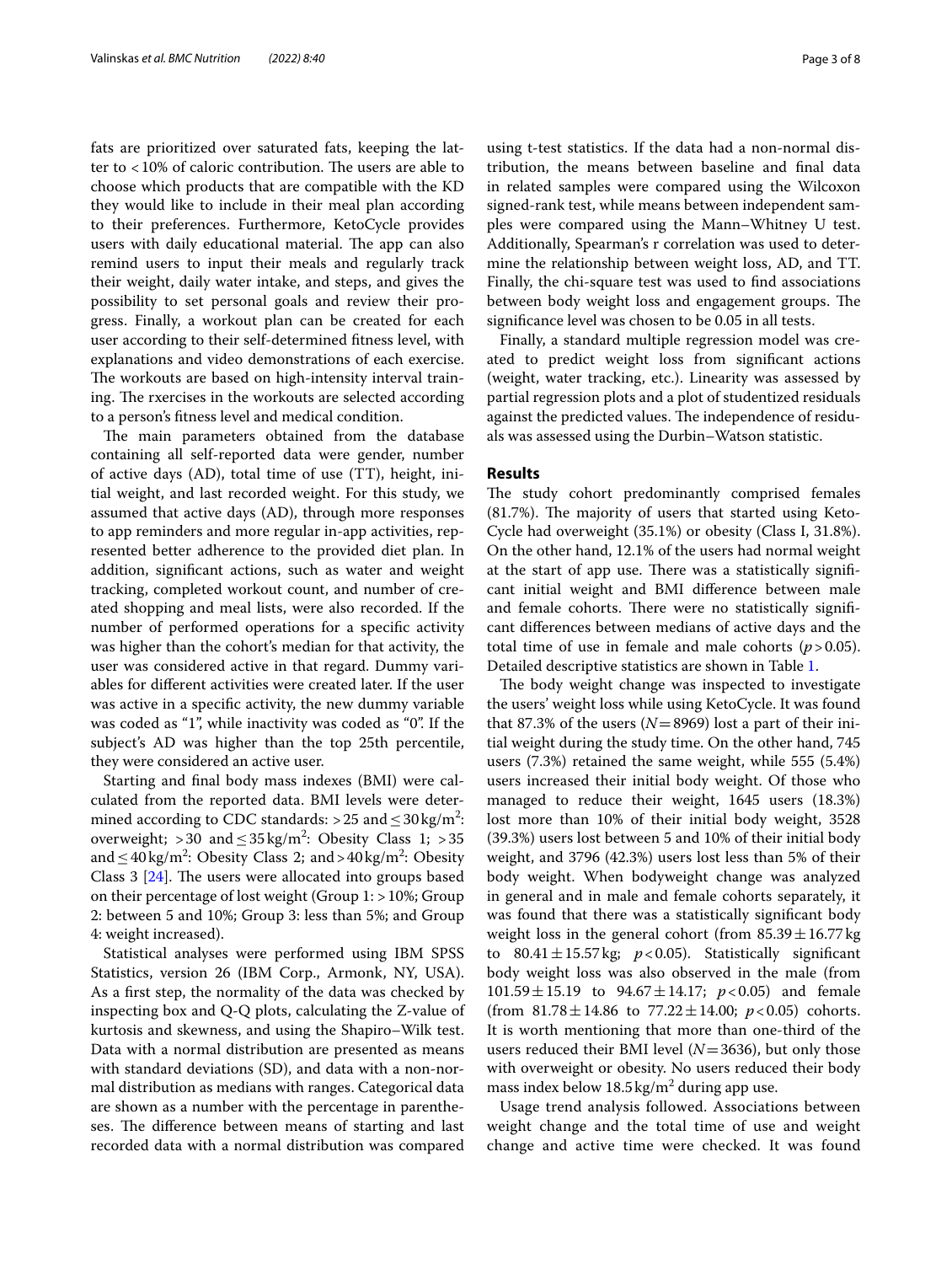fats are prioritized over saturated fats, keeping the latter to <10% of caloric contribution. The users are able to choose which products that are compatible with the KD they would like to include in their meal plan according to their preferences. Furthermore, KetoCycle provides users with daily educational material. The app can also remind users to input their meals and regularly track their weight, daily water intake, and steps, and gives the possibility to set personal goals and review their progress. Finally, a workout plan can be created for each user according to their self-determined fitness level, with explanations and video demonstrations of each exercise. The workouts are based on high-intensity interval training. The rxercises in the workouts are selected according to a person's fitness level and medical condition.

The main parameters obtained from the database containing all self-reported data were gender, number of active days (AD), total time of use (TT), height, initial weight, and last recorded weight. For this study, we assumed that active days (AD), through more responses to app reminders and more regular in-app activities, represented better adherence to the provided diet plan. In addition, significant actions, such as water and weight tracking, completed workout count, and number of created shopping and meal lists, were also recorded. If the number of performed operations for a specific activity was higher than the cohort's median for that activity, the user was considered active in that regard. Dummy variables for different activities were created later. If the user was active in a specific activity, the new dummy variable was coded as "1", while inactivity was coded as "0". If the subject's AD was higher than the top 25th percentile, they were considered an active user.

Starting and final body mass indexes (BMI) were calculated from the reported data. BMI levels were determined according to CDC standards: >25 and ≤30 kg/m$^2$: overweight; >30 and ≤35 kg/m$^2$: Obesity Class 1; >35 and ≤40 kg/m$^2$: Obesity Class 2; and >40 kg/m$^2$: Obesity Class 3 [24]. The users were allocated into groups based on their percentage of lost weight (Group 1: >10%; Group 2: between 5 and 10%; Group 3: less than 5%; and Group 4: weight increased).

Statistical analyses were performed using IBM SPSS Statistics, version 26 (IBM Corp., Armonk, NY, USA). As a first step, the normality of the data was checked by inspecting box and Q-Q plots, calculating the Z-value of kurtosis and skewness, and using the Shapiro–Wilk test. Data with a normal distribution are presented as means with standard deviations (SD), and data with a non-normal distribution as medians with ranges. Categorical data are shown as a number with the percentage in parentheses. The difference between means of starting and last recorded data with a normal distribution was compared using t-test statistics. If the data had a non-normal distribution, the means between baseline and final data in related samples were compared using the Wilcoxon signed-rank test, while means between independent samples were compared using the Mann–Whitney U test. Additionally, Spearman's r correlation was used to determine the relationship between weight loss, AD, and TT. Finally, the chi-square test was used to find associations between body weight loss and engagement groups. The significance level was chosen to be 0.05 in all tests.

Finally, a standard multiple regression model was created to predict weight loss from significant actions (weight, water tracking, etc.). Linearity was assessed by partial regression plots and a plot of studentized residuals against the predicted values. The independence of residuals was assessed using the Durbin–Watson statistic.

## Results

The study cohort predominantly comprised females (81.7%). The majority of users that started using KetoCycle had overweight (35.1%) or obesity (Class I, 31.8%). On the other hand, 12.1% of the users had normal weight at the start of app use. There was a statistically significant initial weight and BMI difference between male and female cohorts. There were no statistically significant differences between medians of active days and the total time of use in female and male cohorts ($p > 0.05$). Detailed descriptive statistics are shown in Table 1.

The body weight change was inspected to investigate the users' weight loss while using KetoCycle. It was found that 87.3% of the users ($N = 8969$) lost a part of their initial weight during the study time. On the other hand, 745 users (7.3%) retained the same weight, while 555 (5.4%) users increased their initial body weight. Of those who managed to reduce their weight, 1645 users (18.3%) lost more than 10% of their initial body weight, 3528 (39.3%) users lost between 5 and 10% of their initial body weight, and 3796 (42.3%) users lost less than 5% of their body weight. When bodyweight change was analyzed in general and in male and female cohorts separately, it was found that there was a statistically significant body weight loss in the general cohort (from $85.39 \pm 16.77$ kg to $80.41 \pm 15.57$ kg; $p < 0.05$). Statistically significant body weight loss was also observed in the male (from $101.59 \pm 15.19$ to $94.67 \pm 14.17$; $p < 0.05$) and female (from $81.78 \pm 14.86$ to $77.22 \pm 14.00$; $p < 0.05$) cohorts. It is worth mentioning that more than one-third of the users reduced their BMI level ($N = 3636$), but only those with overweight or obesity. No users reduced their body mass index below 18.5 kg/m$^2$ during app use.

Usage trend analysis followed. Associations between weight change and the total time of use and weight change and active time were checked. It was found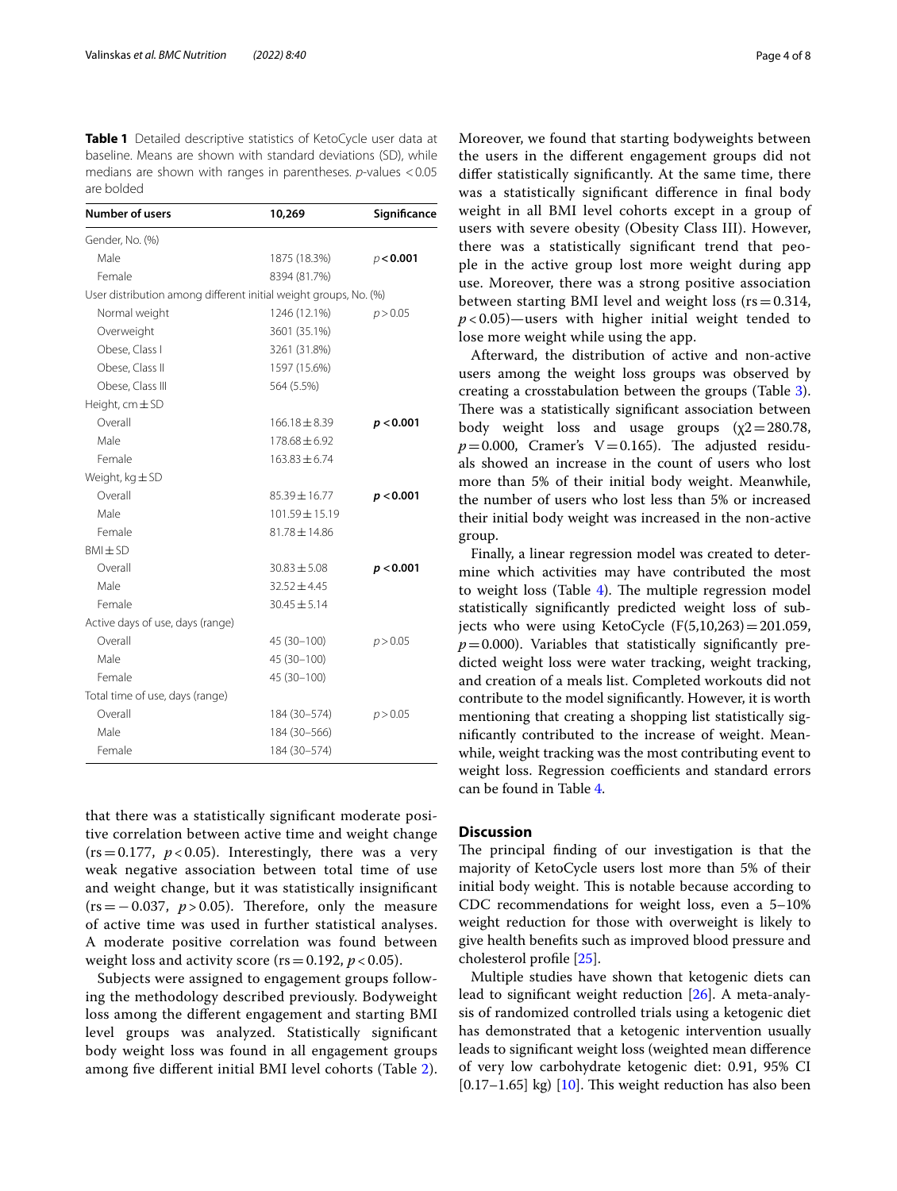**Table 1** Detailed descriptive statistics of KetoCycle user data at baseline. Means are shown with standard deviations (SD), while medians are shown with ranges in parentheses. *p*-values <0.05 are bolded

| Number of users | 10,269 | Significance |
|---|---|---|
| Gender, No. (%) | | |
| Male | 1875 (18.3%) | ***p*<0.001** |
| Female | 8394 (81.7%) | |
| User distribution among different initial weight groups, No. (%) | | |
| Normal weight | 1246 (12.1%) | *p*>0.05 |
| Overweight | 3601 (35.1%) | |
| Obese, Class I | 3261 (31.8%) | |
| Obese, Class II | 1597 (15.6%) | |
| Obese, Class III | 564 (5.5%) | |
| Height, cm ± SD | | |
| Overall | 166.18 ± 8.39 | ***p*<0.001** |
| Male | 178.68 ± 6.92 | |
| Female | 163.83 ± 6.74 | |
| Weight, kg ± SD | | |
| Overall | 85.39 ± 16.77 | ***p*<0.001** |
| Male | 101.59 ± 15.19 | |
| Female | 81.78 ± 14.86 | |
| BMI ± SD | | |
| Overall | 30.83 ± 5.08 | ***p*<0.001** |
| Male | 32.52 ± 4.45 | |
| Female | 30.45 ± 5.14 | |
| Active days of use, days (range) | | |
| Overall | 45 (30–100) | *p*>0.05 |
| Male | 45 (30–100) | |
| Female | 45 (30–100) | |
| Total time of use, days (range) | | |
| Overall | 184 (30–574) | *p*>0.05 |
| Male | 184 (30–566) | |
| Female | 184 (30–574) | |

that there was a statistically significant moderate positive correlation between active time and weight change ($r_s = 0.177$, $p < 0.05$). Interestingly, there was a very weak negative association between total time of use and weight change, but it was statistically insignificant ($r_s = -0.037$, $p > 0.05$). Therefore, only the measure of active time was used in further statistical analyses. A moderate positive correlation was found between weight loss and activity score ($r_s = 0.192$, $p < 0.05$).

Subjects were assigned to engagement groups following the methodology described previously. Bodyweight loss among the different engagement and starting BMI level groups was analyzed. Statistically significant body weight loss was found in all engagement groups among five different initial BMI level cohorts (Table 2). Moreover, we found that starting bodyweights between the users in the different engagement groups did not differ statistically significantly. At the same time, there was a statistically significant difference in final body weight in all BMI level cohorts except in a group of users with severe obesity (Obesity Class III). However, there was a statistically significant trend that people in the active group lost more weight during app use. Moreover, there was a strong positive association between starting BMI level and weight loss ($r_s = 0.314$, $p < 0.05$)—users with higher initial weight tended to lose more weight while using the app.

Afterward, the distribution of active and non-active users among the weight loss groups was observed by creating a crosstabulation between the groups (Table 3). There was a statistically significant association between body weight loss and usage groups ($\chi^2 = 280.78$, $p = 0.000$, Cramer's $V = 0.165$). The adjusted residuals showed an increase in the count of users who lost more than 5% of their initial body weight. Meanwhile, the number of users who lost less than 5% or increased their initial body weight was increased in the non-active group.

Finally, a linear regression model was created to determine which activities may have contributed the most to weight loss (Table 4). The multiple regression model statistically significantly predicted weight loss of subjects who were using KetoCycle ($F(5,10,263) = 201.059$, $p = 0.000$). Variables that statistically significantly predicted weight loss were water tracking, weight tracking, and creation of a meals list. Completed workouts did not contribute to the model significantly. However, it is worth mentioning that creating a shopping list statistically significantly contributed to the increase of weight. Meanwhile, weight tracking was the most contributing event to weight loss. Regression coefficients and standard errors can be found in Table 4.

## Discussion

The principal finding of our investigation is that the majority of KetoCycle users lost more than 5% of their initial body weight. This is notable because according to CDC recommendations for weight loss, even a 5–10% weight reduction for those with overweight is likely to give health benefits such as improved blood pressure and cholesterol profile [25].

Multiple studies have shown that ketogenic diets can lead to significant weight reduction [26]. A meta-analysis of randomized controlled trials using a ketogenic diet has demonstrated that a ketogenic intervention usually leads to significant weight loss (weighted mean difference of very low carbohydrate ketogenic diet: 0.91, 95% CI [0.17–1.65] kg) [10]. This weight reduction has also been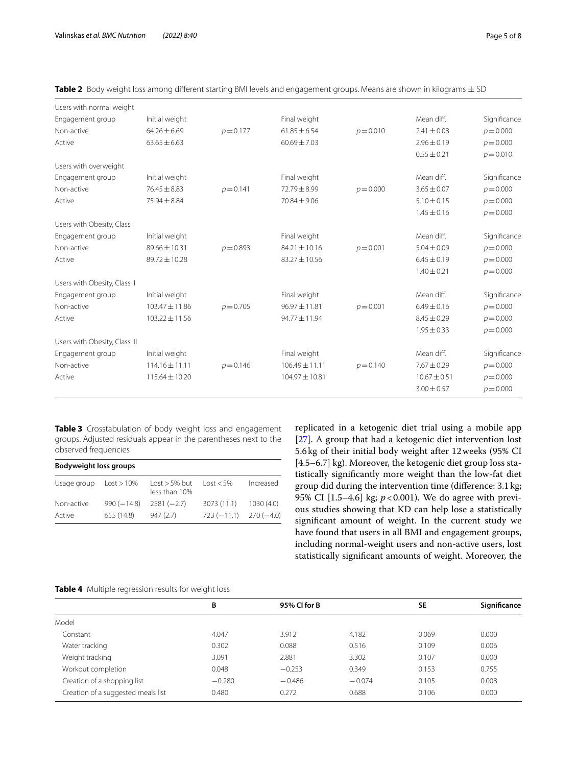**Table 2** Body weight loss among different starting BMI levels and engagement groups. Means are shown in kilograms ± SD

| Users with normal weight | | | | | | |
|---|---|---|---|---|---|---|
| Engagement group | Initial weight | | Final weight | | Mean diff. | Significance |
| Non-active | 64.26 ± 6.69 | $p = 0.177$ | 61.85 ± 6.54 | $p = 0.010$ | 2.41 ± 0.08 | $p = 0.000$ |
| Active | 63.65 ± 6.63 | | 60.69 ± 7.03 | | 2.96 ± 0.19 | $p = 0.000$ |
| | | | | | 0.55 ± 0.21 | $p = 0.010$ |
| **Users with overweight** | | | | | | |
| Engagement group | Initial weight | | Final weight | | Mean diff. | Significance |
| Non-active | 76.45 ± 8.83 | $p = 0.141$ | 72.79 ± 8.99 | $p = 0.000$ | 3.65 ± 0.07 | $p = 0.000$ |
| Active | 75.94 ± 8.84 | | 70.84 ± 9.06 | | 5.10 ± 0.15 | $p = 0.000$ |
| | | | | | 1.45 ± 0.16 | $p = 0.000$ |
| **Users with Obesity, Class I** | | | | | | |
| Engagement group | Initial weight | | Final weight | | Mean diff. | Significance |
| Non-active | 89.66 ± 10.31 | $p = 0.893$ | 84.21 ± 10.16 | $p = 0.001$ | 5.04 ± 0.09 | $p = 0.000$ |
| Active | 89.72 ± 10.28 | | 83.27 ± 10.56 | | 6.45 ± 0.19 | $p = 0.000$ |
| | | | | | 1.40 ± 0.21 | $p = 0.000$ |
| **Users with Obesity, Class II** | | | | | | |
| Engagement group | Initial weight | | Final weight | | Mean diff. | Significance |
| Non-active | 103.47 ± 11.86 | $p = 0.705$ | 96.97 ± 11.81 | $p = 0.001$ | 6.49 ± 0.16 | $p = 0.000$ |
| Active | 103.22 ± 11.56 | | 94.77 ± 11.94 | | 8.45 ± 0.29 | $p = 0.000$ |
| | | | | | 1.95 ± 0.33 | $p = 0.000$ |
| **Users with Obesity, Class III** | | | | | | |
| Engagement group | Initial weight | | Final weight | | Mean diff. | Significance |
| Non-active | 114.16 ± 11.11 | $p = 0.146$ | 106.49 ± 11.11 | $p = 0.140$ | 7.67 ± 0.29 | $p = 0.000$ |
| Active | 115.64 ± 10.20 | | 104.97 ± 10.81 | | 10.67 ± 0.51 | $p = 0.000$ |
| | | | | | 3.00 ± 0.57 | $p = 0.000$ |

**Table 3** Crosstabulation of body weight loss and engagement groups. Adjusted residuals appear in the parentheses next to the observed frequencies

| **Bodyweight loss groups** | | | | |
|---|---|---|---|---|
| Usage group | Lost > 10% | Lost > 5% but less than 10% | Lost < 5% | Increased |
| Non-active | 990 (−14.8) | 2581 (−2.7) | 3073 (11.1) | 1030 (4.0) |
| Active | 655 (14.8) | 947 (2.7) | 723 (−11.1) | 270 (−4.0) |

replicated in a ketogenic diet trial using a mobile app [27]. A group that had a ketogenic diet intervention lost 5.6 kg of their initial body weight after 12 weeks (95% CI [4.5–6.7] kg). Moreover, the ketogenic diet group loss statistically significantly more weight than the low-fat diet group did during the intervention time (difference: 3.1 kg; 95% CI [1.5–4.6] kg; $p < 0.001$). We do agree with previous studies showing that KD can help lose a statistically significant amount of weight. In the current study we have found that users in all BMI and engagement groups, including normal-weight users and non-active users, lost statistically significant amounts of weight. Moreover, the

**Table 4** Multiple regression results for weight loss

| | B | 95% CI for B | | SE | Significance |
|---|---|---|---|---|---|
| Model | | | | | |
| Constant | 4.047 | 3.912 | 4.182 | 0.069 | 0.000 |
| Water tracking | 0.302 | 0.088 | 0.516 | 0.109 | 0.006 |
| Weight tracking | 3.091 | 2.881 | 3.302 | 0.107 | 0.000 |
| Workout completion | 0.048 | −0.253 | 0.349 | 0.153 | 0.755 |
| Creation of a shopping list | −0.280 | −0.486 | −0.074 | 0.105 | 0.008 |
| Creation of a suggested meals list | 0.480 | 0.272 | 0.688 | 0.106 | 0.000 |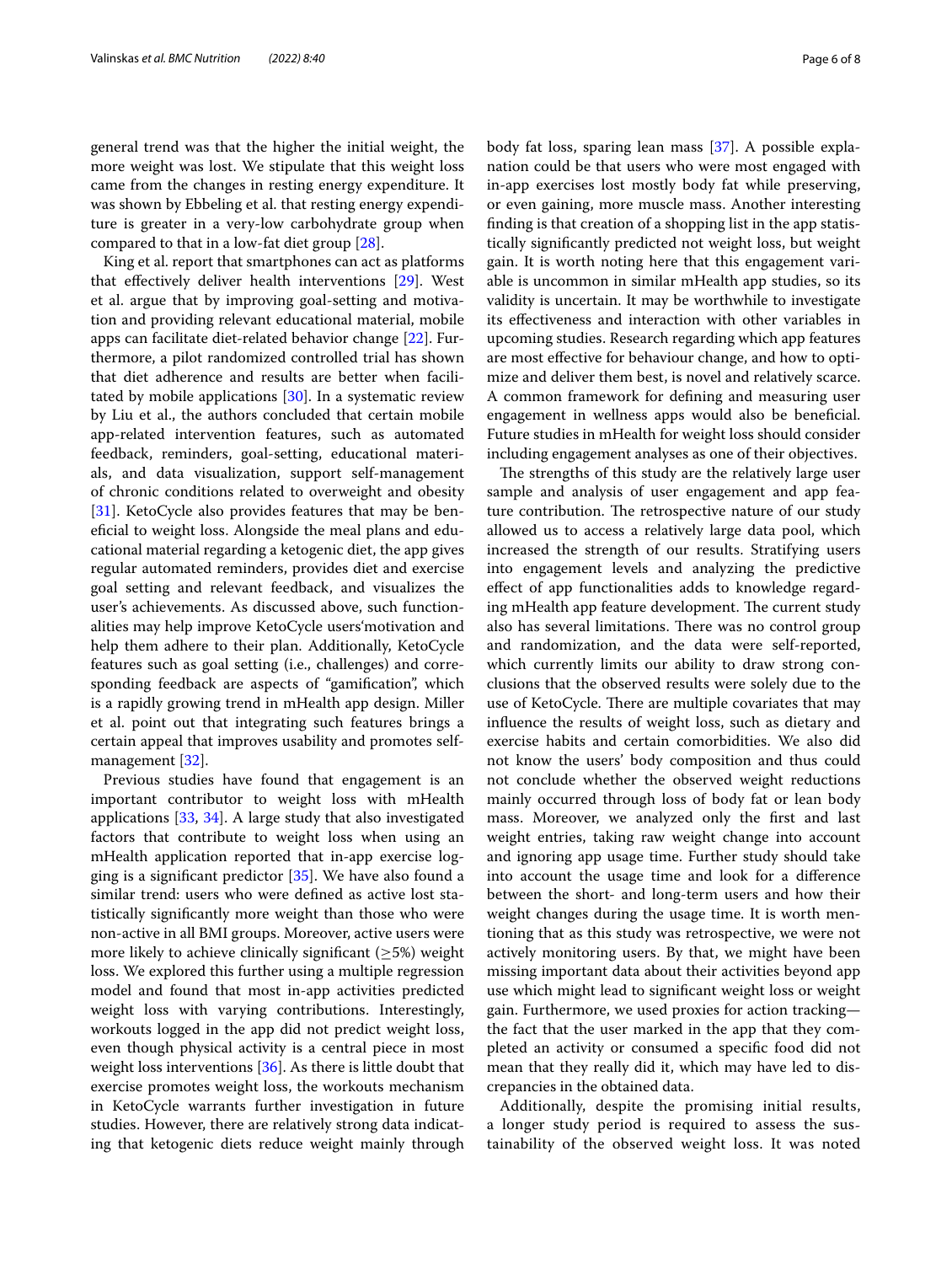general trend was that the higher the initial weight, the more weight was lost. We stipulate that this weight loss came from the changes in resting energy expenditure. It was shown by Ebbeling et al. that resting energy expenditure is greater in a very-low carbohydrate group when compared to that in a low-fat diet group [28].

King et al. report that smartphones can act as platforms that effectively deliver health interventions [29]. West et al. argue that by improving goal-setting and motivation and providing relevant educational material, mobile apps can facilitate diet-related behavior change [22]. Furthermore, a pilot randomized controlled trial has shown that diet adherence and results are better when facilitated by mobile applications [30]. In a systematic review by Liu et al., the authors concluded that certain mobile app-related intervention features, such as automated feedback, reminders, goal-setting, educational materials, and data visualization, support self-management of chronic conditions related to overweight and obesity [31]. KetoCycle also provides features that may be beneficial to weight loss. Alongside the meal plans and educational material regarding a ketogenic diet, the app gives regular automated reminders, provides diet and exercise goal setting and relevant feedback, and visualizes the user's achievements. As discussed above, such functionalities may help improve KetoCycle users'motivation and help them adhere to their plan. Additionally, KetoCycle features such as goal setting (i.e., challenges) and corresponding feedback are aspects of "gamification", which is a rapidly growing trend in mHealth app design. Miller et al. point out that integrating such features brings a certain appeal that improves usability and promotes self-management [32].

Previous studies have found that engagement is an important contributor to weight loss with mHealth applications [33, 34]. A large study that also investigated factors that contribute to weight loss when using an mHealth application reported that in-app exercise logging is a significant predictor [35]. We have also found a similar trend: users who were defined as active lost statistically significantly more weight than those who were non-active in all BMI groups. Moreover, active users were more likely to achieve clinically significant ($\geq$5%) weight loss. We explored this further using a multiple regression model and found that most in-app activities predicted weight loss with varying contributions. Interestingly, workouts logged in the app did not predict weight loss, even though physical activity is a central piece in most weight loss interventions [36]. As there is little doubt that exercise promotes weight loss, the workouts mechanism in KetoCycle warrants further investigation in future studies. However, there are relatively strong data indicating that ketogenic diets reduce weight mainly through body fat loss, sparing lean mass [37]. A possible explanation could be that users who were most engaged with in-app exercises lost mostly body fat while preserving, or even gaining, more muscle mass. Another interesting finding is that creation of a shopping list in the app statistically significantly predicted not weight loss, but weight gain. It is worth noting here that this engagement variable is uncommon in similar mHealth app studies, so its validity is uncertain. It may be worthwhile to investigate its effectiveness and interaction with other variables in upcoming studies. Research regarding which app features are most effective for behaviour change, and how to optimize and deliver them best, is novel and relatively scarce. A common framework for defining and measuring user engagement in wellness apps would also be beneficial. Future studies in mHealth for weight loss should consider including engagement analyses as one of their objectives.

The strengths of this study are the relatively large user sample and analysis of user engagement and app feature contribution. The retrospective nature of our study allowed us to access a relatively large data pool, which increased the strength of our results. Stratifying users into engagement levels and analyzing the predictive effect of app functionalities adds to knowledge regarding mHealth app feature development. The current study also has several limitations. There was no control group and randomization, and the data were self-reported, which currently limits our ability to draw strong conclusions that the observed results were solely due to the use of KetoCycle. There are multiple covariates that may influence the results of weight loss, such as dietary and exercise habits and certain comorbidities. We also did not know the users' body composition and thus could not conclude whether the observed weight reductions mainly occurred through loss of body fat or lean body mass. Moreover, we analyzed only the first and last weight entries, taking raw weight change into account and ignoring app usage time. Further study should take into account the usage time and look for a difference between the short- and long-term users and how their weight changes during the usage time. It is worth mentioning that as this study was retrospective, we were not actively monitoring users. By that, we might have been missing important data about their activities beyond app use which might lead to significant weight loss or weight gain. Furthermore, we used proxies for action tracking—the fact that the user marked in the app that they completed an activity or consumed a specific food did not mean that they really did it, which may have led to discrepancies in the obtained data.

Additionally, despite the promising initial results, a longer study period is required to assess the sustainability of the observed weight loss. It was noted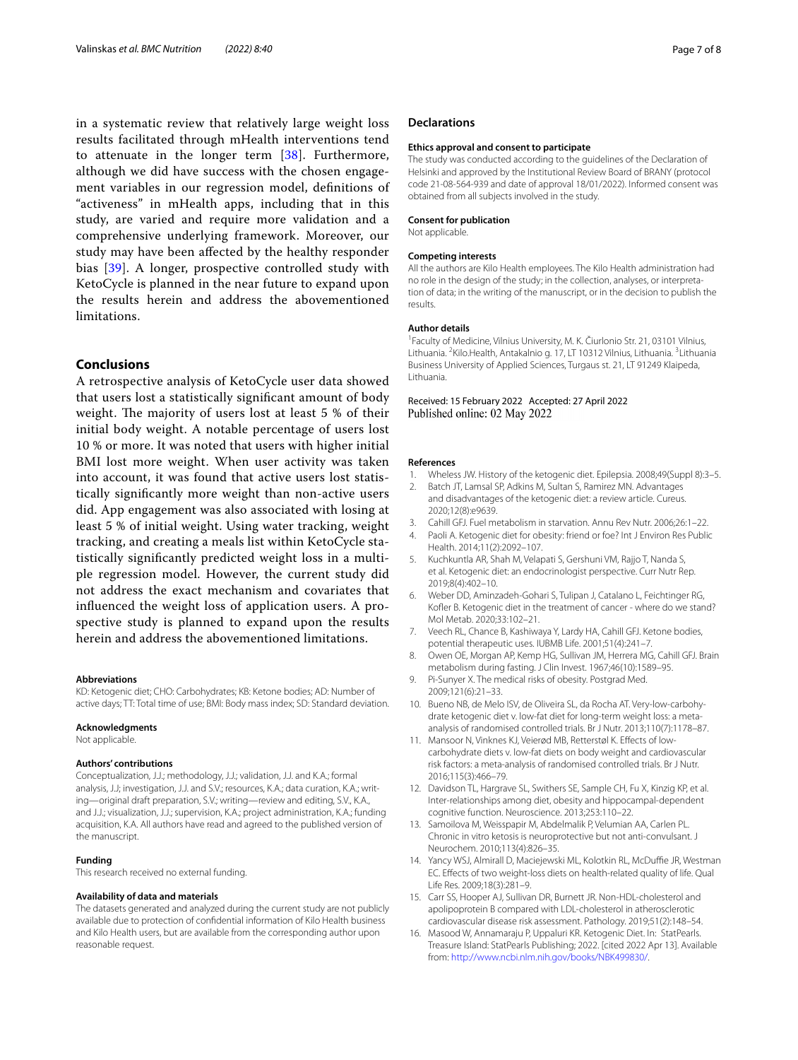in a systematic review that relatively large weight loss results facilitated through mHealth interventions tend to attenuate in the longer term [38]. Furthermore, although we did have success with the chosen engagement variables in our regression model, definitions of "activeness" in mHealth apps, including that in this study, are varied and require more validation and a comprehensive underlying framework. Moreover, our study may have been affected by the healthy responder bias [39]. A longer, prospective controlled study with KetoCycle is planned in the near future to expand upon the results herein and address the abovementioned limitations.

## Conclusions

A retrospective analysis of KetoCycle user data showed that users lost a statistically significant amount of body weight. The majority of users lost at least 5 % of their initial body weight. A notable percentage of users lost 10 % or more. It was noted that users with higher initial BMI lost more weight. When user activity was taken into account, it was found that active users lost statistically significantly more weight than non-active users did. App engagement was also associated with losing at least 5 % of initial weight. Using water tracking, weight tracking, and creating a meals list within KetoCycle statistically significantly predicted weight loss in a multiple regression model. However, the current study did not address the exact mechanism and covariates that influenced the weight loss of application users. A prospective study is planned to expand upon the results herein and address the abovementioned limitations.

#### Abbreviations

KD: Ketogenic diet; CHO: Carbohydrates; KB: Ketone bodies; AD: Number of active days; TT: Total time of use; BMI: Body mass index; SD: Standard deviation.

#### Acknowledgments

Not applicable.

#### Authors' contributions

Conceptualization, J.J.; methodology, J.J.; validation, J.J. and K.A.; formal analysis, J.J; investigation, J.J. and S.V.; resources, K.A.; data curation, K.A.; writing—original draft preparation, S.V.; writing—review and editing, S.V., K.A., and J.J.; visualization, J.J.; supervision, K.A.; project administration, K.A.; funding acquisition, K.A. All authors have read and agreed to the published version of the manuscript.

#### Funding

This research received no external funding.

#### Availability of data and materials

The datasets generated and analyzed during the current study are not publicly available due to protection of confidential information of Kilo Health business and Kilo Health users, but are available from the corresponding author upon reasonable request.

## Declarations

#### Ethics approval and consent to participate

The study was conducted according to the guidelines of the Declaration of Helsinki and approved by the Institutional Review Board of BRANY (protocol code 21-08-564-939 and date of approval 18/01/2022). Informed consent was obtained from all subjects involved in the study.

#### Consent for publication

Not applicable.

#### Competing interests

All the authors are Kilo Health employees. The Kilo Health administration had no role in the design of the study; in the collection, analyses, or interpretation of data; in the writing of the manuscript, or in the decision to publish the results.

#### Author details

[1]Faculty of Medicine, Vilnius University, M. K. Čiurlionio Str. 21, 03101 Vilnius, Lithuania. [2]Kilo.Health, Antakalnio g. 17, LT 10312 Vilnius, Lithuania. [3]Lithuania Business University of Applied Sciences, Turgaus st. 21, LT 91249 Klaipeda, Lithuania.

Received: 15 February 2022 Accepted: 27 April 2022
Published online: 02 May 2022

#### References

1. Wheless JW. History of the ketogenic diet. Epilepsia. 2008;49(Suppl 8):3–5.
2. Batch JT, Lamsal SP, Adkins M, Sultan S, Ramirez MN. Advantages and disadvantages of the ketogenic diet: a review article. Cureus. 2020;12(8):e9639.
3. Cahill GFJ. Fuel metabolism in starvation. Annu Rev Nutr. 2006;26:1–22.
4. Paoli A. Ketogenic diet for obesity: friend or foe? Int J Environ Res Public Health. 2014;11(2):2092–107.
5. Kuchkuntla AR, Shah M, Velapati S, Gershuni VM, Rajjo T, Nanda S, et al. Ketogenic diet: an endocrinologist perspective. Curr Nutr Rep. 2019;8(4):402–10.
6. Weber DD, Aminzadeh-Gohari S, Tulipan J, Catalano L, Feichtinger RG, Kofler B. Ketogenic diet in the treatment of cancer - where do we stand? Mol Metab. 2020;33:102–21.
7. Veech RL, Chance B, Kashiwaya Y, Lardy HA, Cahill GFJ. Ketone bodies, potential therapeutic uses. IUBMB Life. 2001;51(4):241–7.
8. Owen OE, Morgan AP, Kemp HG, Sullivan JM, Herrera MG, Cahill GFJ. Brain metabolism during fasting. J Clin Invest. 1967;46(10):1589–95.
9. Pi-Sunyer X. The medical risks of obesity. Postgrad Med. 2009;121(6):21–33.
10. Bueno NB, de Melo ISV, de Oliveira SL, da Rocha AT. Very-low-carbohydrate ketogenic diet v. low-fat diet for long-term weight loss: a meta-analysis of randomised controlled trials. Br J Nutr. 2013;110(7):1178–87.
11. Mansoor N, Vinknes KJ, Veierød MB, Retterstøl K. Effects of low-carbohydrate diets v. low-fat diets on body weight and cardiovascular risk factors: a meta-analysis of randomised controlled trials. Br J Nutr. 2016;115(3):466–79.
12. Davidson TL, Hargrave SL, Swithers SE, Sample CH, Fu X, Kinzig KP, et al. Inter-relationships among diet, obesity and hippocampal-dependent cognitive function. Neuroscience. 2013;253:110–22.
13. Samoilova M, Weisspapir M, Abdelmalik P, Velumian AA, Carlen PL. Chronic in vitro ketosis is neuroprotective but not anti-convulsant. J Neurochem. 2010;113(4):826–35.
14. Yancy WSJ, Almirall D, Maciejewski ML, Kolotkin RL, McDuffie JR, Westman EC. Effects of two weight-loss diets on health-related quality of life. Qual Life Res. 2009;18(3):281–9.
15. Carr SS, Hooper AJ, Sullivan DR, Burnett JR. Non-HDL-cholesterol and apolipoprotein B compared with LDL-cholesterol in atherosclerotic cardiovascular disease risk assessment. Pathology. 2019;51(2):148–54.
16. Masood W, Annamaraju P, Uppaluri KR. Ketogenic Diet. In: StatPearls. Treasure Island: StatPearls Publishing; 2022. [cited 2022 Apr 13]. Available from: http://www.ncbi.nlm.nih.gov/books/NBK499830/.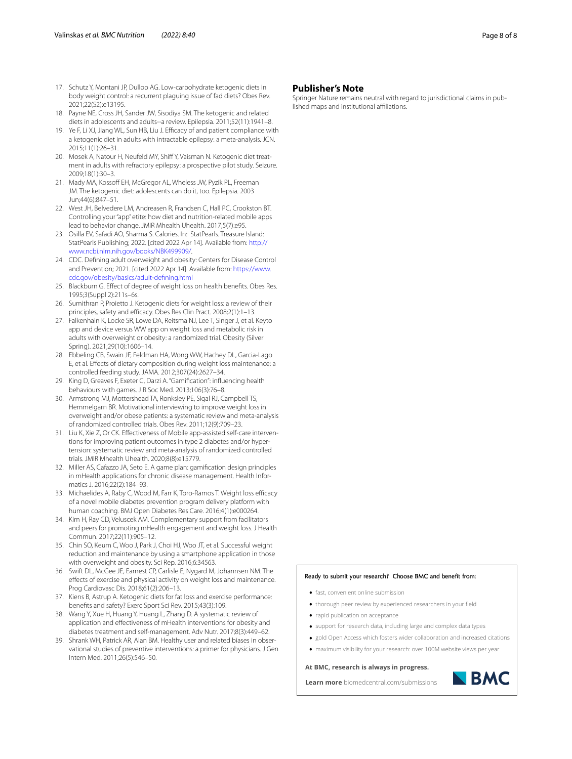17. Schutz Y, Montani JP, Dulloo AG. Low-carbohydrate ketogenic diets in body weight control: a recurrent plaguing issue of fad diets? Obes Rev. 2021;22(S2):e13195.
18. Payne NE, Cross JH, Sander JW, Sisodiya SM. The ketogenic and related diets in adolescents and adults--a review. Epilepsia. 2011;52(11):1941–8.
19. Ye F, Li XJ, Jiang WL, Sun HB, Liu J. Efficacy of and patient compliance with a ketogenic diet in adults with intractable epilepsy: a meta-analysis. JCN. 2015;11(1):26–31.
20. Mosek A, Natour H, Neufeld MY, Shiff Y, Vaisman N. Ketogenic diet treatment in adults with refractory epilepsy: a prospective pilot study. Seizure. 2009;18(1):30–3.
21. Mady MA, Kossoff EH, McGregor AL, Wheless JW, Pyzik PL, Freeman JM. The ketogenic diet: adolescents can do it, too. Epilepsia. 2003 Jun;44(6):847–51.
22. West JH, Belvedere LM, Andreasen R, Frandsen C, Hall PC, Crookston BT. Controlling your "app" etite: how diet and nutrition-related mobile apps lead to behavior change. JMIR Mhealth Uhealth. 2017;5(7):e95.
23. Osilla EV, Safadi AO, Sharma S. Calories. In: StatPearls. Treasure Island: StatPearls Publishing; 2022. [cited 2022 Apr 14]. Available from: http://www.ncbi.nlm.nih.gov/books/NBK499909/.
24. CDC. Defining adult overweight and obesity: Centers for Disease Control and Prevention; 2021. [cited 2022 Apr 14]. Available from: https://www.cdc.gov/obesity/basics/adult-defining.html
25. Blackburn G. Effect of degree of weight loss on health benefits. Obes Res. 1995;3(Suppl 2):211s–6s.
26. Sumithran P, Proietto J. Ketogenic diets for weight loss: a review of their principles, safety and efficacy. Obes Res Clin Pract. 2008;2(1):1–13.
27. Falkenhain K, Locke SR, Lowe DA, Reitsma NJ, Lee T, Singer J, et al. Keyto app and device versus WW app on weight loss and metabolic risk in adults with overweight or obesity: a randomized trial. Obesity (Silver Spring). 2021;29(10):1606–14.
28. Ebbeling CB, Swain JF, Feldman HA, Wong WW, Hachey DL, Garcia-Lago E, et al. Effects of dietary composition during weight loss maintenance: a controlled feeding study. JAMA. 2012;307(24):2627–34.
29. King D, Greaves F, Exeter C, Darzi A. "Gamification": influencing health behaviours with games. J R Soc Med. 2013;106(3):76–8.
30. Armstrong MJ, Mottershead TA, Ronksley PE, Sigal RJ, Campbell TS, Hemmelgarn BR. Motivational interviewing to improve weight loss in overweight and/or obese patients: a systematic review and meta-analysis of randomized controlled trials. Obes Rev. 2011;12(9):709–23.
31. Liu K, Xie Z, Or CK. Effectiveness of Mobile app-assisted self-care interventions for improving patient outcomes in type 2 diabetes and/or hypertension: systematic review and meta-analysis of randomized controlled trials. JMIR Mhealth Uhealth. 2020;8(8):e15779.
32. Miller AS, Cafazzo JA, Seto E. A game plan: gamification design principles in mHealth applications for chronic disease management. Health Informatics J. 2016;22(2):184–93.
33. Michaelides A, Raby C, Wood M, Farr K, Toro-Ramos T. Weight loss efficacy of a novel mobile diabetes prevention program delivery platform with human coaching. BMJ Open Diabetes Res Care. 2016;4(1):e000264.
34. Kim H, Ray CD, Veluscek AM. Complementary support from facilitators and peers for promoting mHealth engagement and weight loss. J Health Commun. 2017;22(11):905–12.
35. Chin SO, Keum C, Woo J, Park J, Choi HJ, Woo JT, et al. Successful weight reduction and maintenance by using a smartphone application in those with overweight and obesity. Sci Rep. 2016;6:34563.
36. Swift DL, McGee JE, Earnest CP, Carlisle E, Nygard M, Johannsen NM. The effects of exercise and physical activity on weight loss and maintenance. Prog Cardiovasc Dis. 2018;61(2):206–13.
37. Kiens B, Astrup A. Ketogenic diets for fat loss and exercise performance: benefits and safety? Exerc Sport Sci Rev. 2015;43(3):109.
38. Wang Y, Xue H, Huang Y, Huang L, Zhang D. A systematic review of application and effectiveness of mHealth interventions for obesity and diabetes treatment and self-management. Adv Nutr. 2017;8(3):449–62.
39. Shrank WH, Patrick AR, Alan BM. Healthy user and related biases in observational studies of preventive interventions: a primer for physicians. J Gen Intern Med. 2011;26(5):546–50.

## Publisher's Note

Springer Nature remains neutral with regard to jurisdictional claims in published maps and institutional affiliations.

Ready to submit your research? Choose BMC and benefit from:

- fast, convenient online submission
- thorough peer review by experienced researchers in your field
- rapid publication on acceptance
- support for research data, including large and complex data types
- gold Open Access which fosters wider collaboration and increased citations
- maximum visibility for your research: over 100M website views per year

**At BMC, research is always in progress.**

**Learn more** biomedcentral.com/submissions

BMC